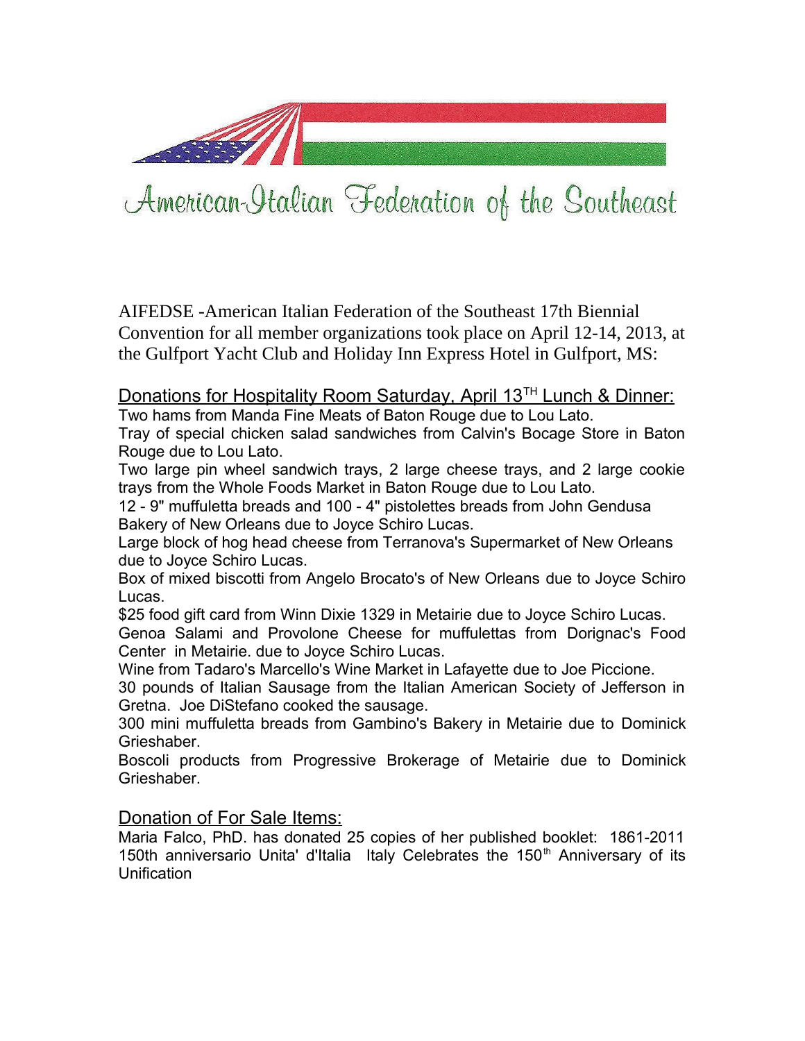# American-Italian Federation of the Southeast

AIFEDSE -American Italian Federation of the Southeast 17th Biennial Convention for all member organizations took place on April 12-14, 2013, at the Gulfport Yacht Club and Holiday Inn Express Hotel in Gulfport, MS:

## Donations for Hospitality Room Saturday, April 13TH Lunch & Dinner:

Two hams from Manda Fine Meats of Baton Rouge due to Lou Lato.

Tray of special chicken salad sandwiches from Calvin's Bocage Store in Baton Rouge due to Lou Lato.

Two large pin wheel sandwich trays, 2 large cheese trays, and 2 large cookie trays from the Whole Foods Market in Baton Rouge due to Lou Lato.

12 - 9" muffuletta breads and 100 - 4" pistolettes breads from John Gendusa Bakery of New Orleans due to Joyce Schiro Lucas.

Large block of hog head cheese from Terranova's Supermarket of New Orleans due to Joyce Schiro Lucas.

Box of mixed biscotti from Angelo Brocato's of New Orleans due to Joyce Schiro Lucas.

$25 food gift card from Winn Dixie 1329 in Metairie due to Joyce Schiro Lucas.

Genoa Salami and Provolone Cheese for muffulettas from Dorignac's Food Center in Metairie. due to Joyce Schiro Lucas.

Wine from Tadaro's Marcello's Wine Market in Lafayette due to Joe Piccione.

30 pounds of Italian Sausage from the Italian American Society of Jefferson in Gretna. Joe DiStefano cooked the sausage.

300 mini muffuletta breads from Gambino's Bakery in Metairie due to Dominick Grieshaber.

Boscoli products from Progressive Brokerage of Metairie due to Dominick Grieshaber.

## Donation of For Sale Items:

Maria Falco, PhD. has donated 25 copies of her published booklet: 1861-2011 150th anniversario Unita' d'Italia Italy Celebrates the 150th Anniversary of its Unification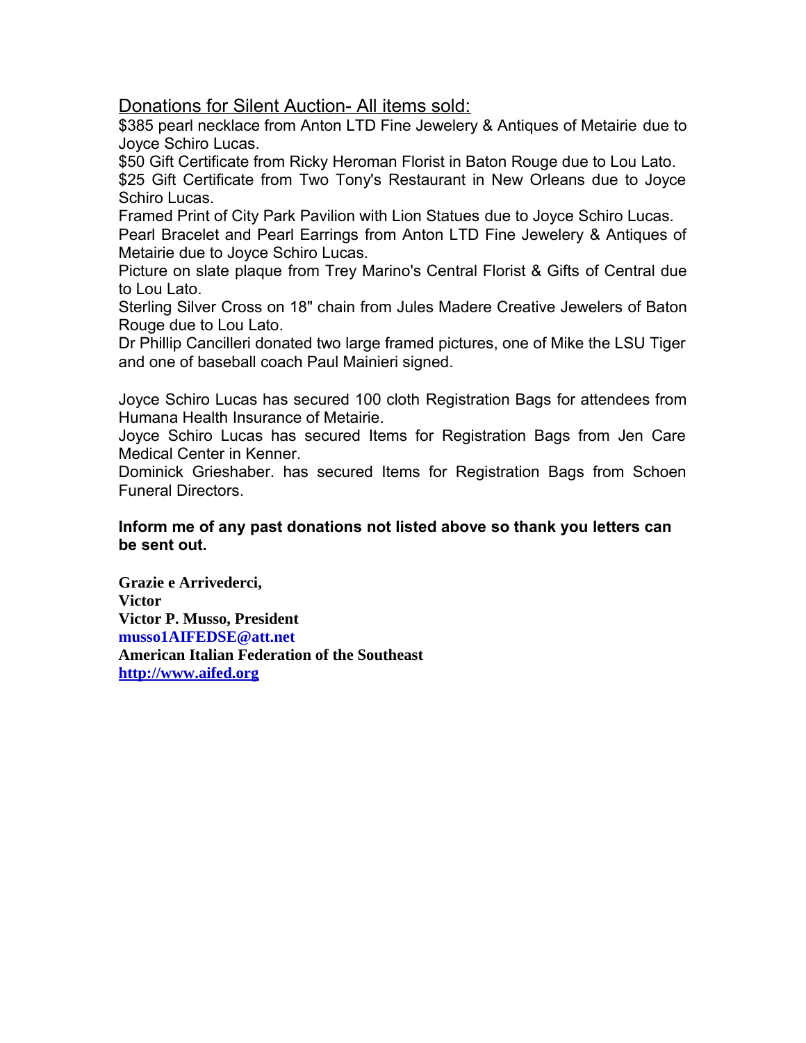Donations for Silent Auction- All items sold:

$385 pearl necklace from Anton LTD Fine Jewelery & Antiques of Metairie due to Joyce Schiro Lucas.
$50 Gift Certificate from Ricky Heroman Florist in Baton Rouge due to Lou Lato.
$25 Gift Certificate from Two Tony's Restaurant in New Orleans due to Joyce Schiro Lucas.
Framed Print of City Park Pavilion with Lion Statues due to Joyce Schiro Lucas.
Pearl Bracelet and Pearl Earrings from Anton LTD Fine Jewelery & Antiques of Metairie due to Joyce Schiro Lucas.
Picture on slate plaque from Trey Marino's Central Florist & Gifts of Central due to Lou Lato.
Sterling Silver Cross on 18" chain from Jules Madere Creative Jewelers of Baton Rouge due to Lou Lato.
Dr Phillip Cancilleri donated two large framed pictures, one of Mike the LSU Tiger and one of baseball coach Paul Mainieri signed.

Joyce Schiro Lucas has secured 100 cloth Registration Bags for attendees from Humana Health Insurance of Metairie.
Joyce Schiro Lucas has secured Items for Registration Bags from Jen Care Medical Center in Kenner.
Dominick Grieshaber. has secured Items for Registration Bags from Schoen Funeral Directors.

**Inform me of any past donations not listed above so thank you letters can be sent out.**

**Grazie e Arrivederci,**
**Victor**
**Victor P. Musso, President**
**musso1AIFEDSE@att.net**
**American Italian Federation of the Southeast**
**http://www.aifed.org**